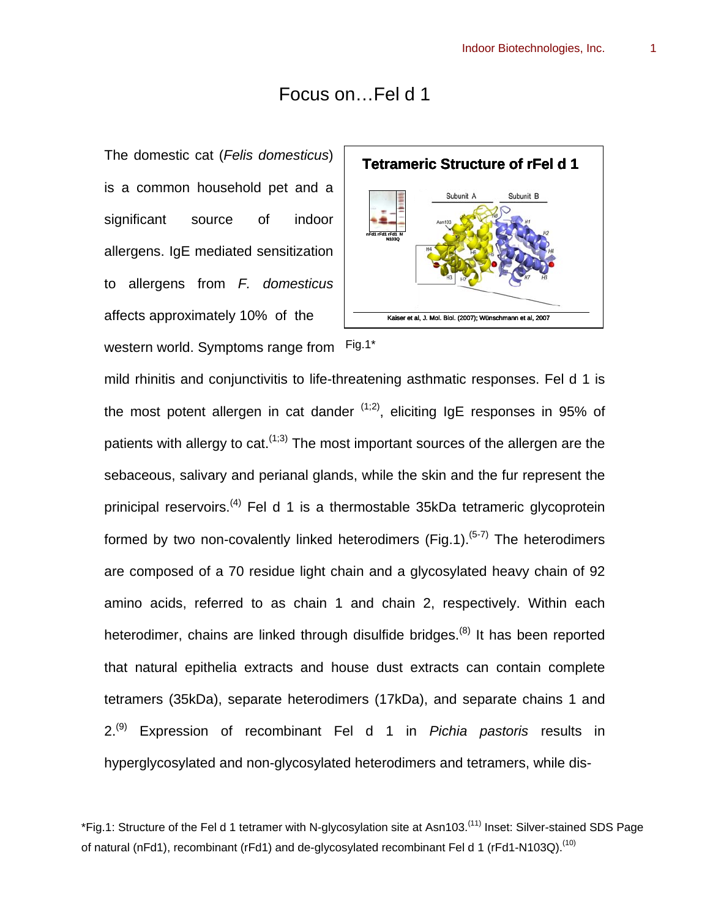# Focus on…Fel d 1

The domestic cat (*Felis domesticus*) is a common household pet and a significant source of indoor allergens. IgE mediated sensitization to allergens from *F. domesticus* affects approximately 10% of the western world. Symptoms range from mild rhinitis and conjunctivitis to life-threatening asthmatic responses. Fel d 1 is the most potent allergen in cat dander [1;2], eliciting IgE responses in 95% of patients with allergy to cat.[1;3] The most important sources of the allergen are the sebaceous, salivary and perianal glands, while the skin and the fur represent the prinicipal reservoirs.[4] Fel d 1 is a thermostable 35kDa tetrameric glycoprotein formed by two non-covalently linked heterodimers (Fig.1).[5-7] The heterodimers are composed of a 70 residue light chain and a glycosylated heavy chain of 92 amino acids, referred to as chain 1 and chain 2, respectively. Within each heterodimer, chains are linked through disulfide bridges.[8] It has been reported that natural epithelia extracts and house dust extracts can contain complete tetramers (35kDa), separate heterodimers (17kDa), and separate chains 1 and 2.[9] Expression of recombinant Fel d 1 in *Pichia pastoris* results in hyperglycosylated and non-glycosylated heterodimers and tetramers, while dis-

Fig.1*

*Fig.1: Structure of the Fel d 1 tetramer with N-glycosylation site at Asn103.[11] Inset: Silver-stained SDS Page of natural (nFd1), recombinant (rFd1) and de-glycosylated recombinant Fel d 1 (rFd1-N103Q).[10]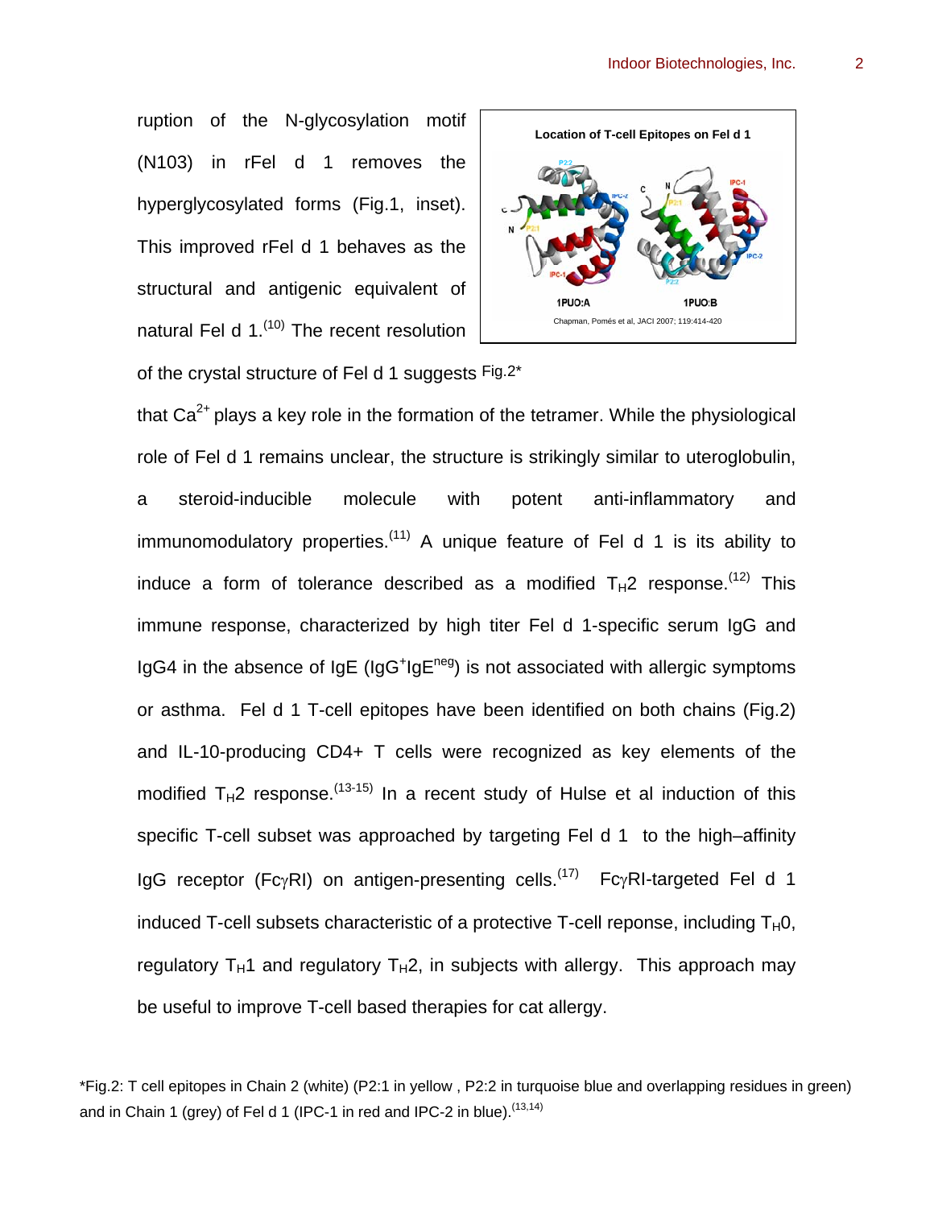ruption of the N-glycosylation motif (N103) in rFel d 1 removes the hyperglycosylated forms (Fig.1, inset). This improved rFel d 1 behaves as the structural and antigenic equivalent of natural Fel d 1.[10] The recent resolution of the crystal structure of Fel d 1 suggests that $Ca^{2+}$ plays a key role in the formation of the tetramer. While the physiological role of Fel d 1 remains unclear, the structure is strikingly similar to uteroglobulin, a steroid-inducible molecule with potent anti-inflammatory and immunomodulatory properties.[11] A unique feature of Fel d 1 is its ability to induce a form of tolerance described as a modified $T_H2$ response.[12] This immune response, characterized by high titer Fel d 1-specific serum IgG and IgG4 in the absence of IgE ($IgG^+IgE^{neg}$) is not associated with allergic symptoms or asthma. Fel d 1 T-cell epitopes have been identified on both chains (Fig.2) and IL-10-producing CD4+ T cells were recognized as key elements of the modified $T_H2$ response.[13-15] In a recent study of Hulse et al induction of this specific T-cell subset was approached by targeting Fel d 1 to the high–affinity IgG receptor (FcγRI) on antigen-presenting cells.[17] FcγRI-targeted Fel d 1 induced T-cell subsets characteristic of a protective T-cell reponse, including $T_H0$, regulatory $T_H1$ and regulatory $T_H2$, in subjects with allergy. This approach may be useful to improve T-cell based therapies for cat allergy.

**Location of T-cell Epitopes on Fel d 1**

1PUO:A 1PUO:B

Chapman, Pomés et al, JACI 2007; 119:414-420

Fig.2*

*Fig.2: T cell epitopes in Chain 2 (white) (P2:1 in yellow , P2:2 in turquoise blue and overlapping residues in green) and in Chain 1 (grey) of Fel d 1 (IPC-1 in red and IPC-2 in blue).[13,14]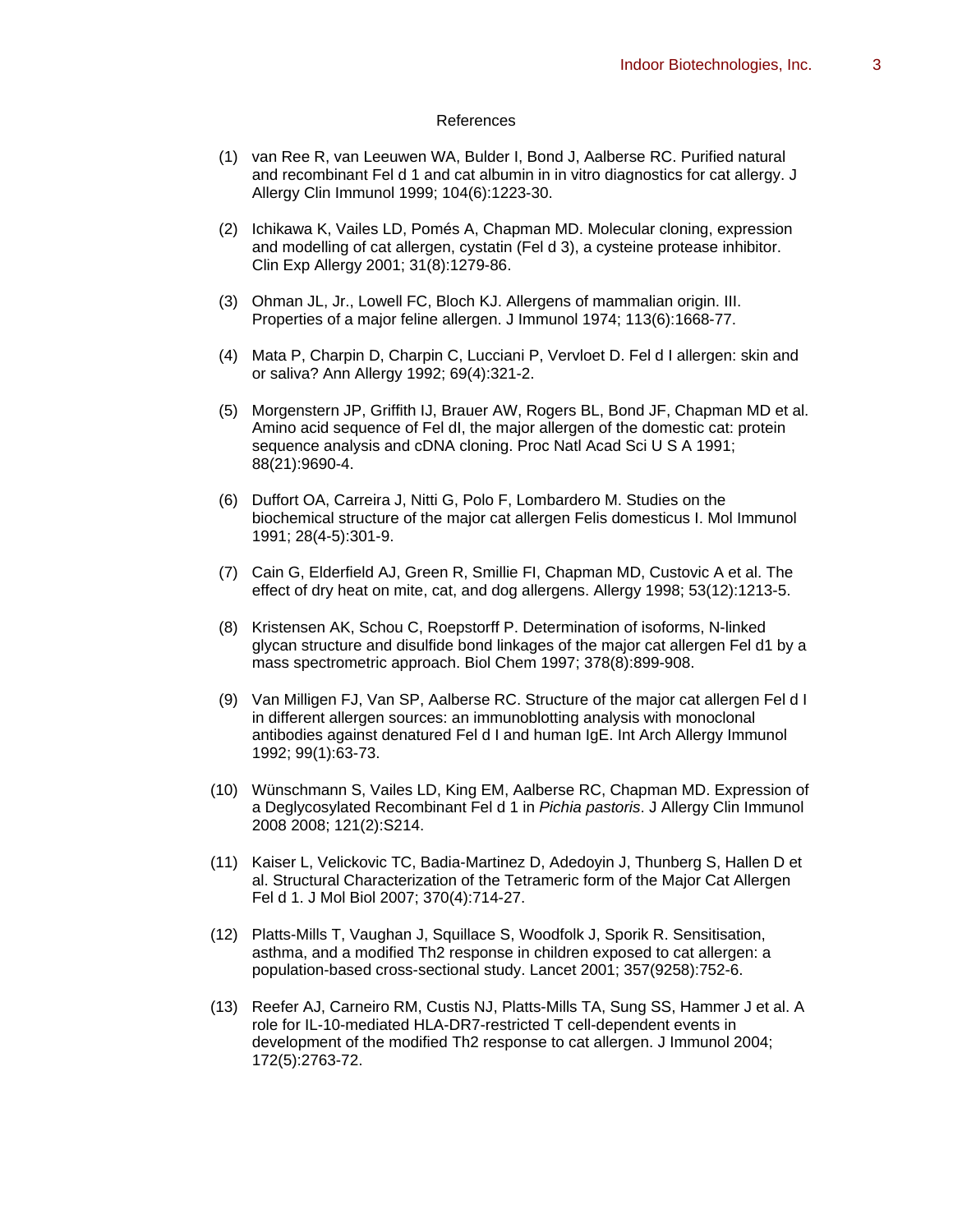## References

(1) van Ree R, van Leeuwen WA, Bulder I, Bond J, Aalberse RC. Purified natural and recombinant Fel d 1 and cat albumin in in vitro diagnostics for cat allergy. J Allergy Clin Immunol 1999; 104(6):1223-30.

(2) Ichikawa K, Vailes LD, Pomés A, Chapman MD. Molecular cloning, expression and modelling of cat allergen, cystatin (Fel d 3), a cysteine protease inhibitor. Clin Exp Allergy 2001; 31(8):1279-86.

(3) Ohman JL, Jr., Lowell FC, Bloch KJ. Allergens of mammalian origin. III. Properties of a major feline allergen. J Immunol 1974; 113(6):1668-77.

(4) Mata P, Charpin D, Charpin C, Lucciani P, Vervloet D. Fel d I allergen: skin and or saliva? Ann Allergy 1992; 69(4):321-2.

(5) Morgenstern JP, Griffith IJ, Brauer AW, Rogers BL, Bond JF, Chapman MD et al. Amino acid sequence of Fel dI, the major allergen of the domestic cat: protein sequence analysis and cDNA cloning. Proc Natl Acad Sci U S A 1991; 88(21):9690-4.

(6) Duffort OA, Carreira J, Nitti G, Polo F, Lombardero M. Studies on the biochemical structure of the major cat allergen Felis domesticus I. Mol Immunol 1991; 28(4-5):301-9.

(7) Cain G, Elderfield AJ, Green R, Smillie FI, Chapman MD, Custovic A et al. The effect of dry heat on mite, cat, and dog allergens. Allergy 1998; 53(12):1213-5.

(8) Kristensen AK, Schou C, Roepstorff P. Determination of isoforms, N-linked glycan structure and disulfide bond linkages of the major cat allergen Fel d1 by a mass spectrometric approach. Biol Chem 1997; 378(8):899-908.

(9) Van Milligen FJ, Van SP, Aalberse RC. Structure of the major cat allergen Fel d I in different allergen sources: an immunoblotting analysis with monoclonal antibodies against denatured Fel d I and human IgE. Int Arch Allergy Immunol 1992; 99(1):63-73.

(10) Wünschmann S, Vailes LD, King EM, Aalberse RC, Chapman MD. Expression of a Deglycosylated Recombinant Fel d 1 in *Pichia pastoris*. J Allergy Clin Immunol 2008 2008; 121(2):S214.

(11) Kaiser L, Velickovic TC, Badia-Martinez D, Adedoyin J, Thunberg S, Hallen D et al. Structural Characterization of the Tetrameric form of the Major Cat Allergen Fel d 1. J Mol Biol 2007; 370(4):714-27.

(12) Platts-Mills T, Vaughan J, Squillace S, Woodfolk J, Sporik R. Sensitisation, asthma, and a modified Th2 response in children exposed to cat allergen: a population-based cross-sectional study. Lancet 2001; 357(9258):752-6.

(13) Reefer AJ, Carneiro RM, Custis NJ, Platts-Mills TA, Sung SS, Hammer J et al. A role for IL-10-mediated HLA-DR7-restricted T cell-dependent events in development of the modified Th2 response to cat allergen. J Immunol 2004; 172(5):2763-72.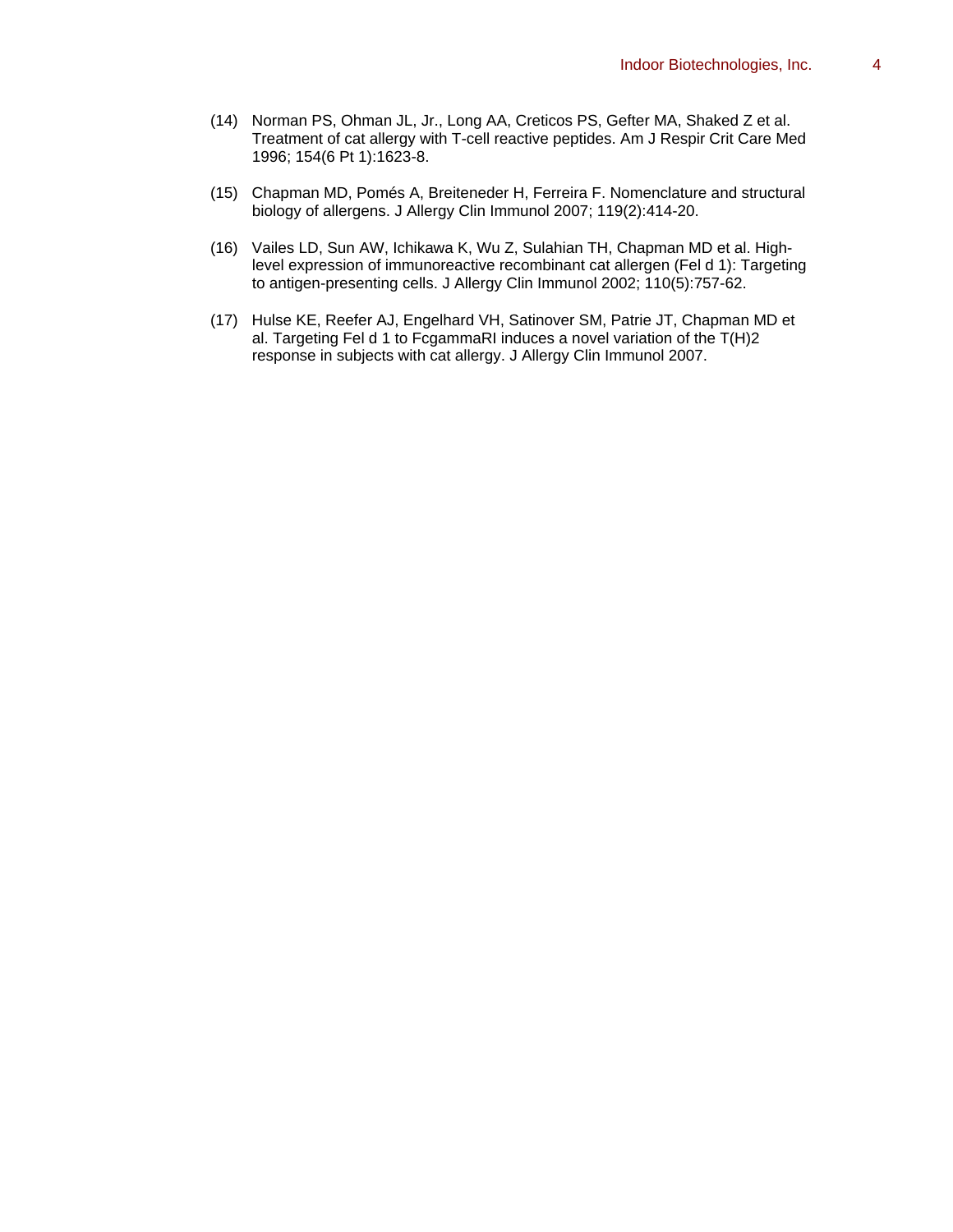(14) Norman PS, Ohman JL, Jr., Long AA, Creticos PS, Gefter MA, Shaked Z et al. Treatment of cat allergy with T-cell reactive peptides. Am J Respir Crit Care Med 1996; 154(6 Pt 1):1623-8.

(15) Chapman MD, Pomés A, Breiteneder H, Ferreira F. Nomenclature and structural biology of allergens. J Allergy Clin Immunol 2007; 119(2):414-20.

(16) Vailes LD, Sun AW, Ichikawa K, Wu Z, Sulahian TH, Chapman MD et al. High-level expression of immunoreactive recombinant cat allergen (Fel d 1): Targeting to antigen-presenting cells. J Allergy Clin Immunol 2002; 110(5):757-62.

(17) Hulse KE, Reefer AJ, Engelhard VH, Satinover SM, Patrie JT, Chapman MD et al. Targeting Fel d 1 to FcgammaRI induces a novel variation of the T(H)2 response in subjects with cat allergy. J Allergy Clin Immunol 2007.